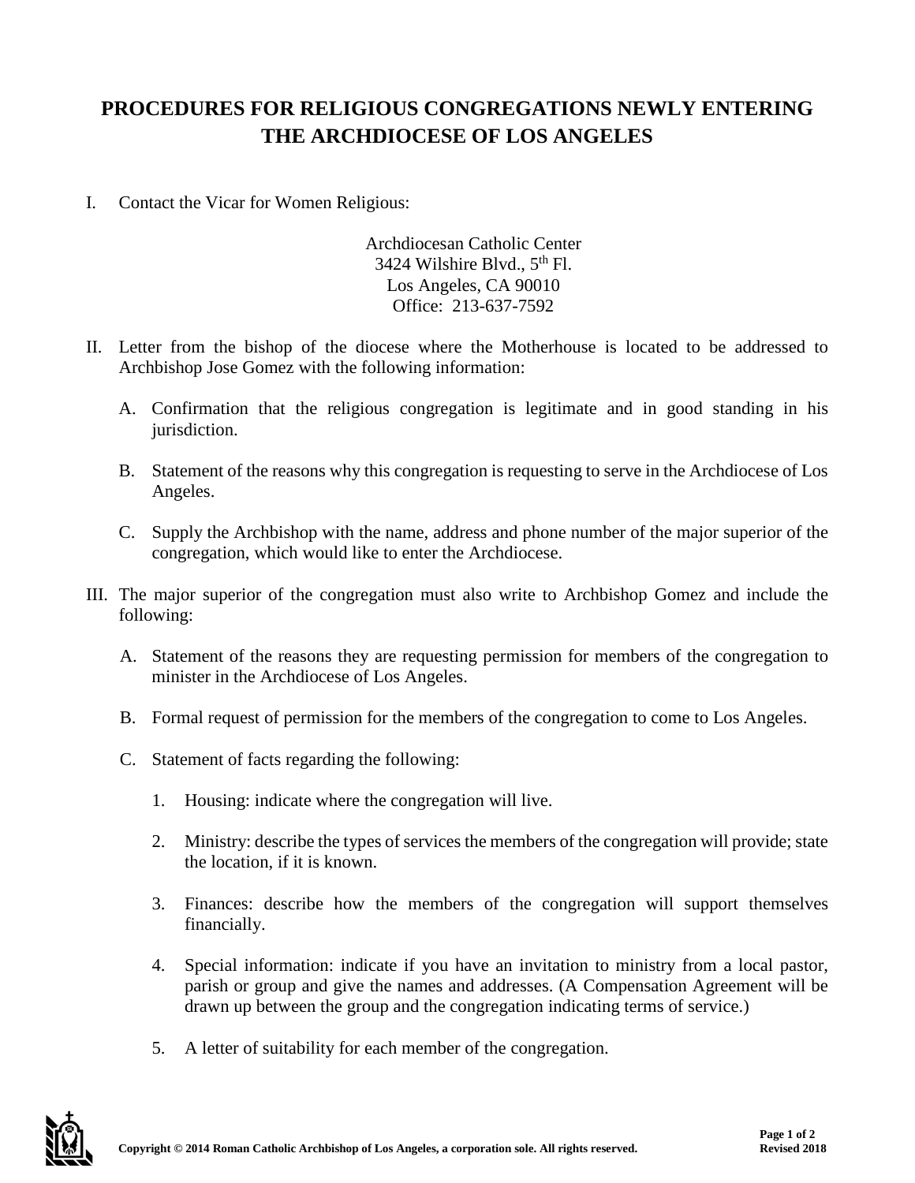# PROCEDURES FOR RELIGIOUS CONGREGATIONS NEWLY ENTERING THE ARCHDIOCESE OF LOS ANGELES

I. Contact the Vicar for Women Religious:

Archdiocesan Catholic Center
3424 Wilshire Blvd., 5th Fl.
Los Angeles, CA 90010
Office: 213-637-7592

II. Letter from the bishop of the diocese where the Motherhouse is located to be addressed to Archbishop Jose Gomez with the following information:

   A. Confirmation that the religious congregation is legitimate and in good standing in his jurisdiction.

   B. Statement of the reasons why this congregation is requesting to serve in the Archdiocese of Los Angeles.

   C. Supply the Archbishop with the name, address and phone number of the major superior of the congregation, which would like to enter the Archdiocese.

III. The major superior of the congregation must also write to Archbishop Gomez and include the following:

   A. Statement of the reasons they are requesting permission for members of the congregation to minister in the Archdiocese of Los Angeles.

   B. Formal request of permission for the members of the congregation to come to Los Angeles.

   C. Statement of facts regarding the following:

      1. Housing: indicate where the congregation will live.

      2. Ministry: describe the types of services the members of the congregation will provide; state the location, if it is known.

      3. Finances: describe how the members of the congregation will support themselves financially.

      4. Special information: indicate if you have an invitation to ministry from a local pastor, parish or group and give the names and addresses. (A Compensation Agreement will be drawn up between the group and the congregation indicating terms of service.)

      5. A letter of suitability for each member of the congregation.

Copyright © 2014 Roman Catholic Archbishop of Los Angeles, a corporation sole. All rights reserved.

Revised 2018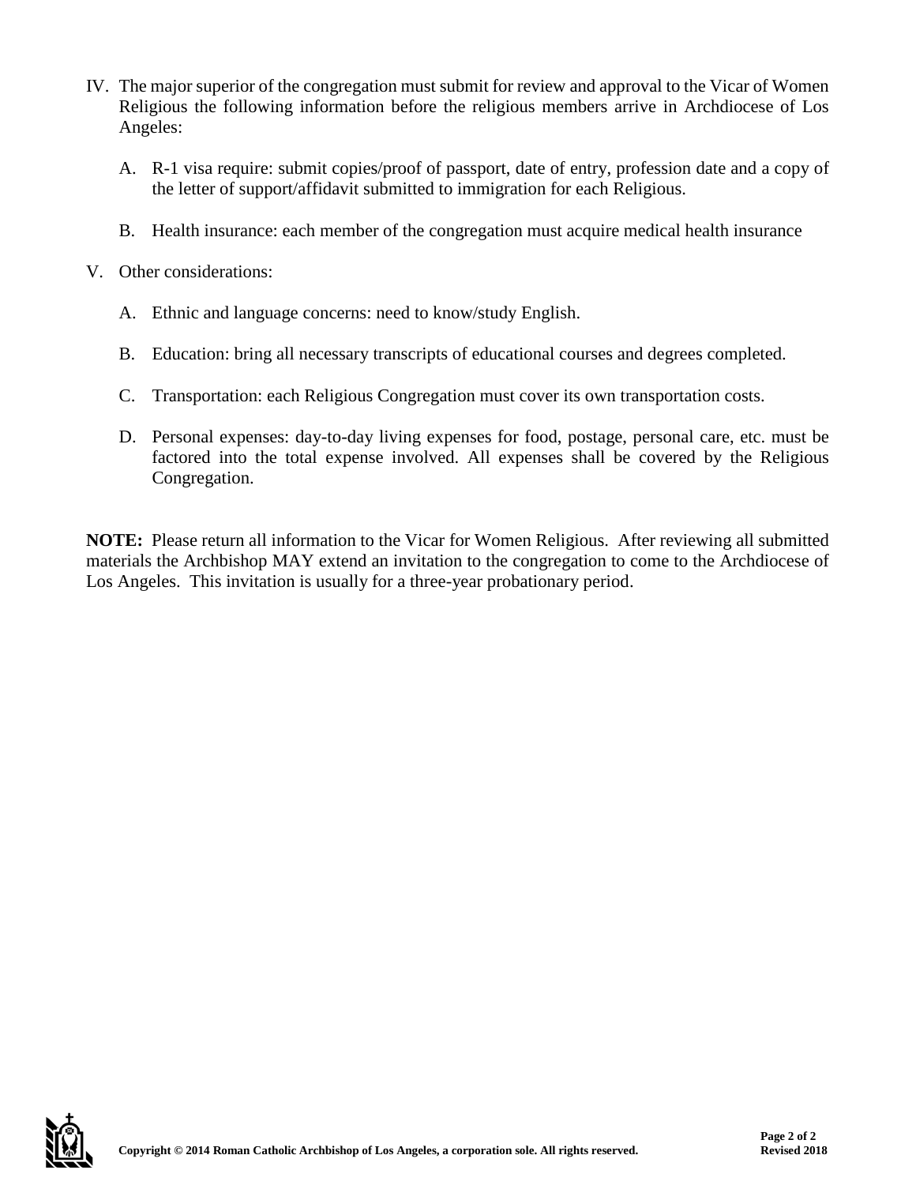IV. The major superior of the congregation must submit for review and approval to the Vicar of Women Religious the following information before the religious members arrive in Archdiocese of Los Angeles:

   A. R-1 visa require: submit copies/proof of passport, date of entry, profession date and a copy of the letter of support/affidavit submitted to immigration for each Religious.

   B. Health insurance: each member of the congregation must acquire medical health insurance

V. Other considerations:

   A. Ethnic and language concerns: need to know/study English.

   B. Education: bring all necessary transcripts of educational courses and degrees completed.

   C. Transportation: each Religious Congregation must cover its own transportation costs.

   D. Personal expenses: day-to-day living expenses for food, postage, personal care, etc. must be factored into the total expense involved. All expenses shall be covered by the Religious Congregation.

**NOTE:** Please return all information to the Vicar for Women Religious. After reviewing all submitted materials the Archbishop MAY extend an invitation to the congregation to come to the Archdiocese of Los Angeles. This invitation is usually for a three-year probationary period.

**Copyright © 2014 Roman Catholic Archbishop of Los Angeles, a corporation sole. All rights reserved.**

**Revised 2018**